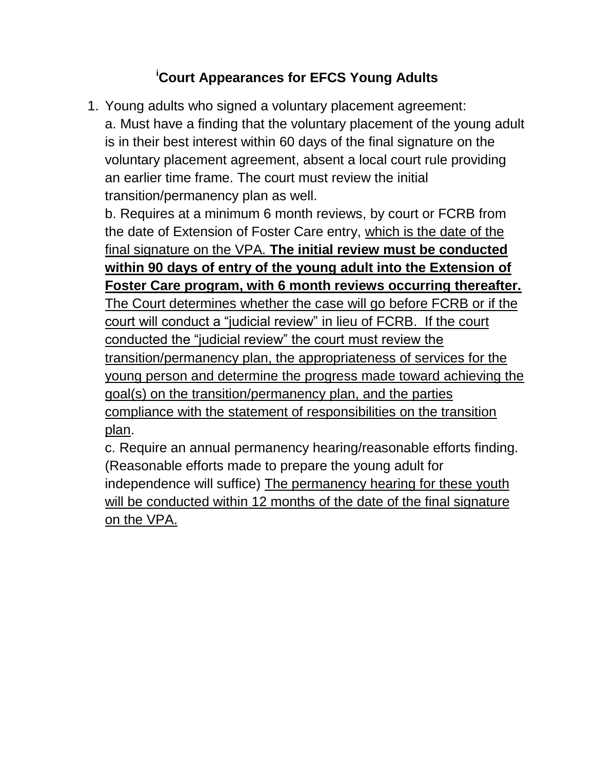# [i]Court Appearances for EFCS Young Adults

1. Young adults who signed a voluntary placement agreement:

   a. Must have a finding that the voluntary placement of the young adult is in their best interest within 60 days of the final signature on the voluntary placement agreement, absent a local court rule providing an earlier time frame. The court must review the initial transition/permanency plan as well.

   b. Requires at a minimum 6 month reviews, by court or FCRB from the date of Extension of Foster Care entry, <u>which is the date of the final signature on the VPA.</u> <u>**The initial review must be conducted within 90 days of entry of the young adult into the Extension of Foster Care program, with 6 month reviews occurring thereafter.**</u> <u>The Court determines whether the case will go before FCRB or if the court will conduct a "judicial review" in lieu of FCRB. If the court conducted the "judicial review" the court must review the transition/permanency plan, the appropriateness of services for the young person and determine the progress made toward achieving the goal(s) on the transition/permanency plan, and the parties compliance with the statement of responsibilities on the transition plan</u>.

   c. Require an annual permanency hearing/reasonable efforts finding. (Reasonable efforts made to prepare the young adult for independence will suffice) <u>The permanency hearing for these youth will be conducted within 12 months of the date of the final signature on the VPA.</u>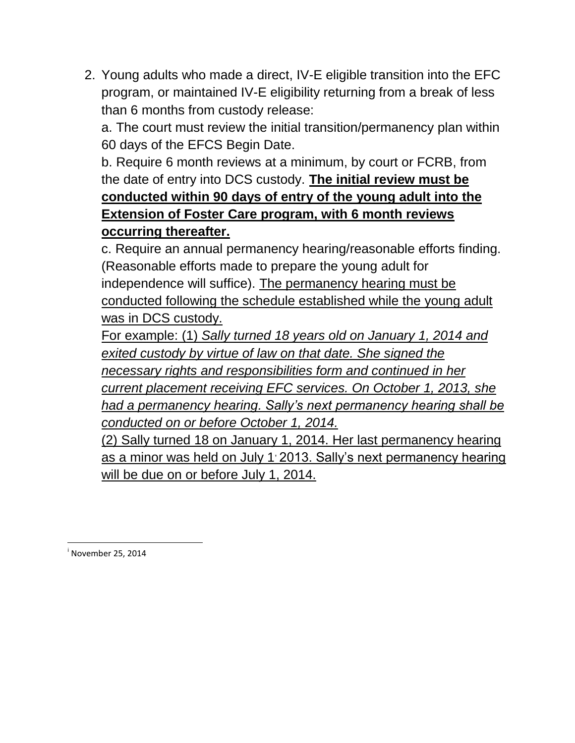2. Young adults who made a direct, IV-E eligible transition into the EFC program, or maintained IV-E eligibility returning from a break of less than 6 months from custody release:

   a. The court must review the initial transition/permanency plan within 60 days of the EFCS Begin Date.

   b. Require 6 month reviews at a minimum, by court or FCRB, from the date of entry into DCS custody. **The initial review must be conducted within 90 days of entry of the young adult into the Extension of Foster Care program, with 6 month reviews occurring thereafter.**

   c. Require an annual permanency hearing/reasonable efforts finding. (Reasonable efforts made to prepare the young adult for independence will suffice). The permanency hearing must be conducted following the schedule established while the young adult was in DCS custody.

   For example: (1) *Sally turned 18 years old on January 1, 2014 and exited custody by virtue of law on that date. She signed the necessary rights and responsibilities form and continued in her current placement receiving EFC services. On October 1, 2013, she had a permanency hearing. Sally's next permanency hearing shall be conducted on or before October 1, 2014.*

   (2) Sally turned 18 on January 1, 2014. Her last permanency hearing as a minor was held on July 1, 2013. Sally's next permanency hearing will be due on or before July 1, 2014.

---

[i] November 25, 2014